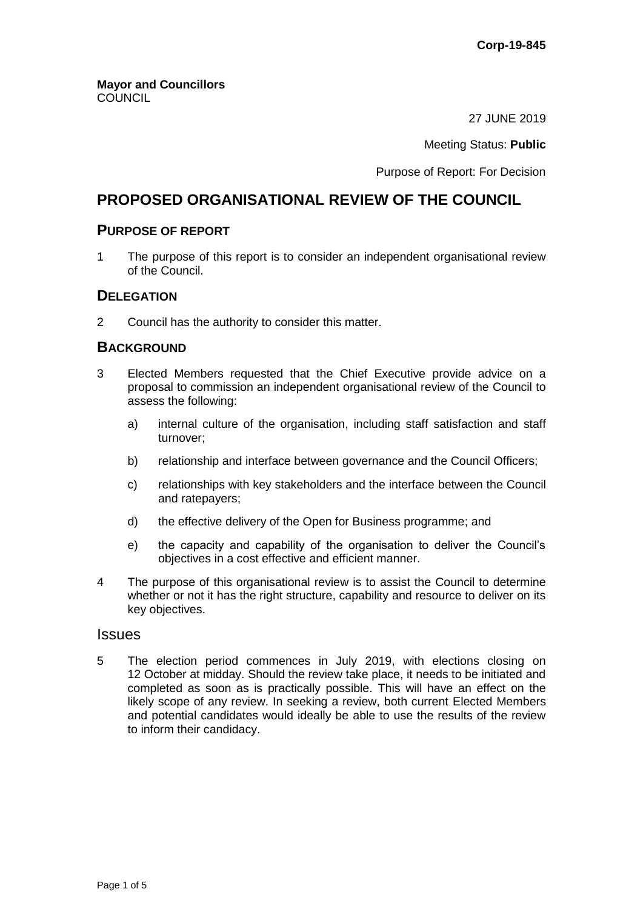**Corp-19-845**

**Mayor and Councillors**
COUNCIL

27 JUNE 2019

Meeting Status: **Public**

Purpose of Report: For Decision

# PROPOSED ORGANISATIONAL REVIEW OF THE COUNCIL

## PURPOSE OF REPORT

1 The purpose of this report is to consider an independent organisational review of the Council.

## DELEGATION

2 Council has the authority to consider this matter.

## BACKGROUND

3 Elected Members requested that the Chief Executive provide advice on a proposal to commission an independent organisational review of the Council to assess the following:

   a) internal culture of the organisation, including staff satisfaction and staff turnover;

   b) relationship and interface between governance and the Council Officers;

   c) relationships with key stakeholders and the interface between the Council and ratepayers;

   d) the effective delivery of the Open for Business programme; and

   e) the capacity and capability of the organisation to deliver the Council's objectives in a cost effective and efficient manner.

4 The purpose of this organisational review is to assist the Council to determine whether or not it has the right structure, capability and resource to deliver on its key objectives.

## Issues

5 The election period commences in July 2019, with elections closing on 12 October at midday. Should the review take place, it needs to be initiated and completed as soon as is practically possible. This will have an effect on the likely scope of any review. In seeking a review, both current Elected Members and potential candidates would ideally be able to use the results of the review to inform their candidacy.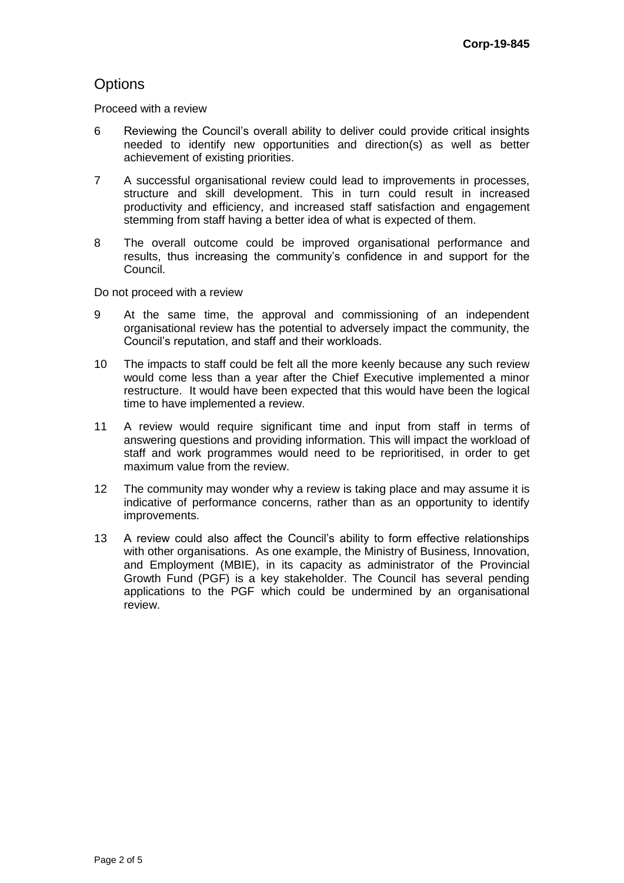## Options

Proceed with a review

6 Reviewing the Council's overall ability to deliver could provide critical insights needed to identify new opportunities and direction(s) as well as better achievement of existing priorities.

7 A successful organisational review could lead to improvements in processes, structure and skill development. This in turn could result in increased productivity and efficiency, and increased staff satisfaction and engagement stemming from staff having a better idea of what is expected of them.

8 The overall outcome could be improved organisational performance and results, thus increasing the community's confidence in and support for the Council.

Do not proceed with a review

9 At the same time, the approval and commissioning of an independent organisational review has the potential to adversely impact the community, the Council's reputation, and staff and their workloads.

10 The impacts to staff could be felt all the more keenly because any such review would come less than a year after the Chief Executive implemented a minor restructure. It would have been expected that this would have been the logical time to have implemented a review.

11 A review would require significant time and input from staff in terms of answering questions and providing information. This will impact the workload of staff and work programmes would need to be reprioritised, in order to get maximum value from the review.

12 The community may wonder why a review is taking place and may assume it is indicative of performance concerns, rather than as an opportunity to identify improvements.

13 A review could also affect the Council's ability to form effective relationships with other organisations. As one example, the Ministry of Business, Innovation, and Employment (MBIE), in its capacity as administrator of the Provincial Growth Fund (PGF) is a key stakeholder. The Council has several pending applications to the PGF which could be undermined by an organisational review.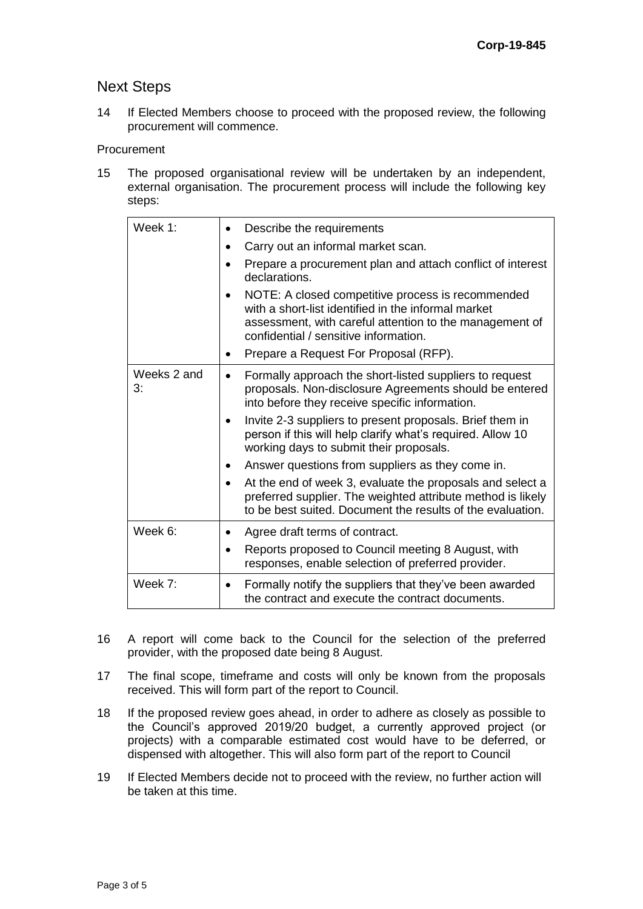## Next Steps

14 If Elected Members choose to proceed with the proposed review, the following procurement will commence.

Procurement

15 The proposed organisational review will be undertaken by an independent, external organisation. The procurement process will include the following key steps:

| | |
|---|---|
| Week 1: | • Describe the requirements<br>• Carry out an informal market scan.<br>• Prepare a procurement plan and attach conflict of interest declarations.<br>• NOTE: A closed competitive process is recommended with a short-list identified in the informal market assessment, with careful attention to the management of confidential / sensitive information.<br>• Prepare a Request For Proposal (RFP). |
| Weeks 2 and 3: | • Formally approach the short-listed suppliers to request proposals. Non-disclosure Agreements should be entered into before they receive specific information.<br>• Invite 2-3 suppliers to present proposals. Brief them in person if this will help clarify what's required. Allow 10 working days to submit their proposals.<br>• Answer questions from suppliers as they come in.<br>• At the end of week 3, evaluate the proposals and select a preferred supplier. The weighted attribute method is likely to be best suited. Document the results of the evaluation. |
| Week 6: | • Agree draft terms of contract.<br>• Reports proposed to Council meeting 8 August, with responses, enable selection of preferred provider. |
| Week 7: | • Formally notify the suppliers that they've been awarded the contract and execute the contract documents. |

16 A report will come back to the Council for the selection of the preferred provider, with the proposed date being 8 August.

17 The final scope, timeframe and costs will only be known from the proposals received. This will form part of the report to Council.

18 If the proposed review goes ahead, in order to adhere as closely as possible to the Council's approved 2019/20 budget, a currently approved project (or projects) with a comparable estimated cost would have to be deferred, or dispensed with altogether. This will also form part of the report to Council

19 If Elected Members decide not to proceed with the review, no further action will be taken at this time.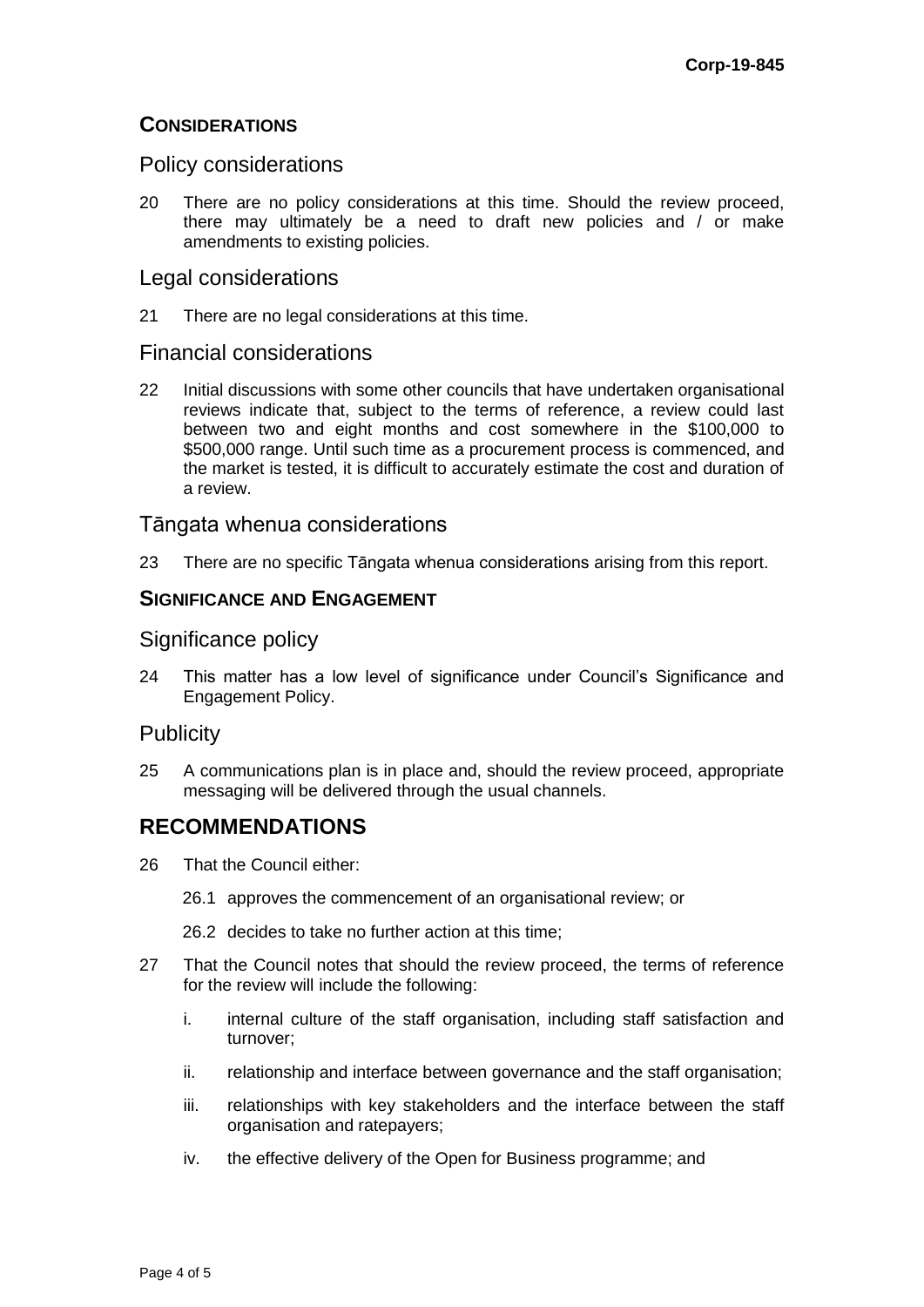## CONSIDERATIONS

### Policy considerations

20 There are no policy considerations at this time. Should the review proceed, there may ultimately be a need to draft new policies and / or make amendments to existing policies.

### Legal considerations

21 There are no legal considerations at this time.

### Financial considerations

22 Initial discussions with some other councils that have undertaken organisational reviews indicate that, subject to the terms of reference, a review could last between two and eight months and cost somewhere in the $100,000 to $500,000 range. Until such time as a procurement process is commenced, and the market is tested, it is difficult to accurately estimate the cost and duration of a review.

### Tāngata whenua considerations

23 There are no specific Tāngata whenua considerations arising from this report.

## SIGNIFICANCE AND ENGAGEMENT

### Significance policy

24 This matter has a low level of significance under Council's Significance and Engagement Policy.

### Publicity

25 A communications plan is in place and, should the review proceed, appropriate messaging will be delivered through the usual channels.

# RECOMMENDATIONS

26 That the Council either:

26.1 approves the commencement of an organisational review; or

26.2 decides to take no further action at this time;

27 That the Council notes that should the review proceed, the terms of reference for the review will include the following:

i. internal culture of the staff organisation, including staff satisfaction and turnover;

ii. relationship and interface between governance and the staff organisation;

iii. relationships with key stakeholders and the interface between the staff organisation and ratepayers;

iv. the effective delivery of the Open for Business programme; and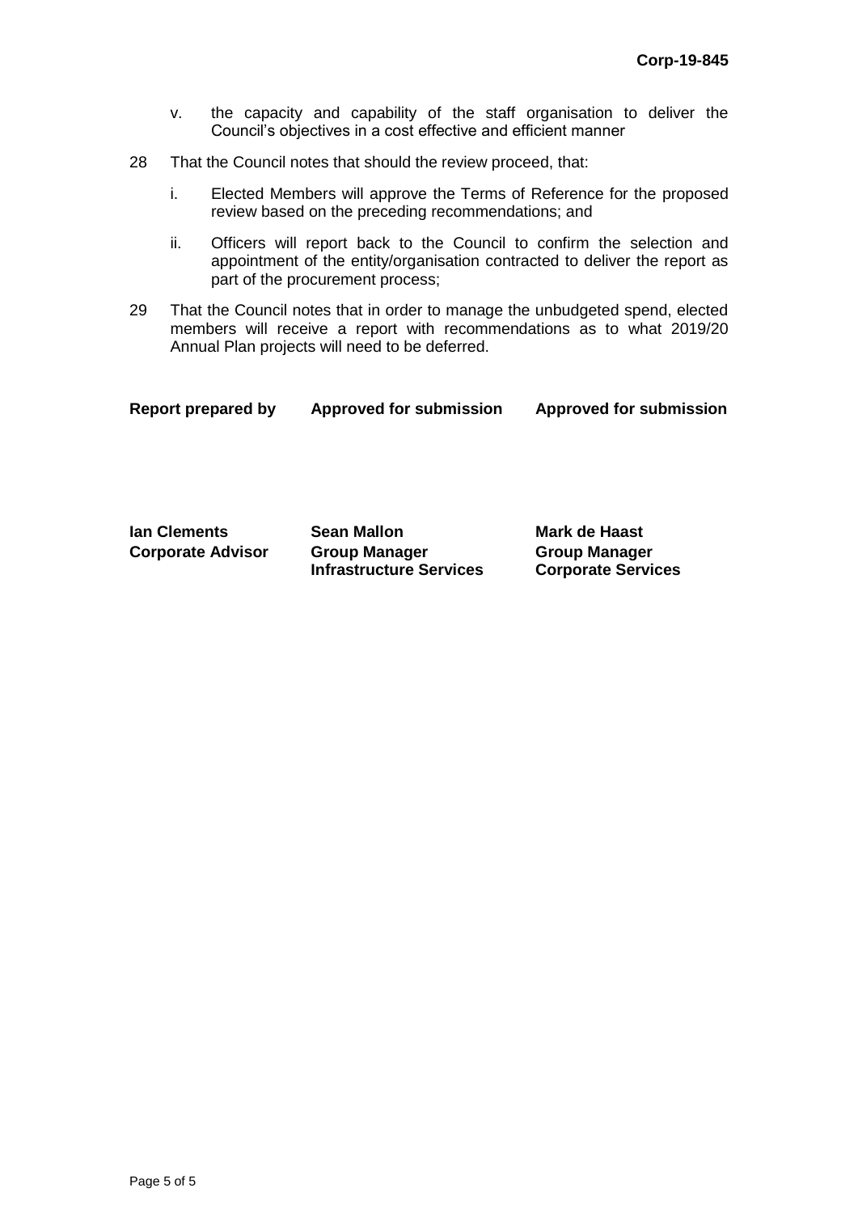v. the capacity and capability of the staff organisation to deliver the Council's objectives in a cost effective and efficient manner

28 That the Council notes that should the review proceed, that:

i. Elected Members will approve the Terms of Reference for the proposed review based on the preceding recommendations; and

ii. Officers will report back to the Council to confirm the selection and appointment of the entity/organisation contracted to deliver the report as part of the procurement process;

29 That the Council notes that in order to manage the unbudgeted spend, elected members will receive a report with recommendations as to what 2019/20 Annual Plan projects will need to be deferred.

| Report prepared by | Approved for submission | Approved for submission |
|---|---|---|
| **Ian Clements**<br>**Corporate Advisor** | **Sean Mallon**<br>**Group Manager**<br>**Infrastructure Services** | **Mark de Haast**<br>**Group Manager**<br>**Corporate Services** |